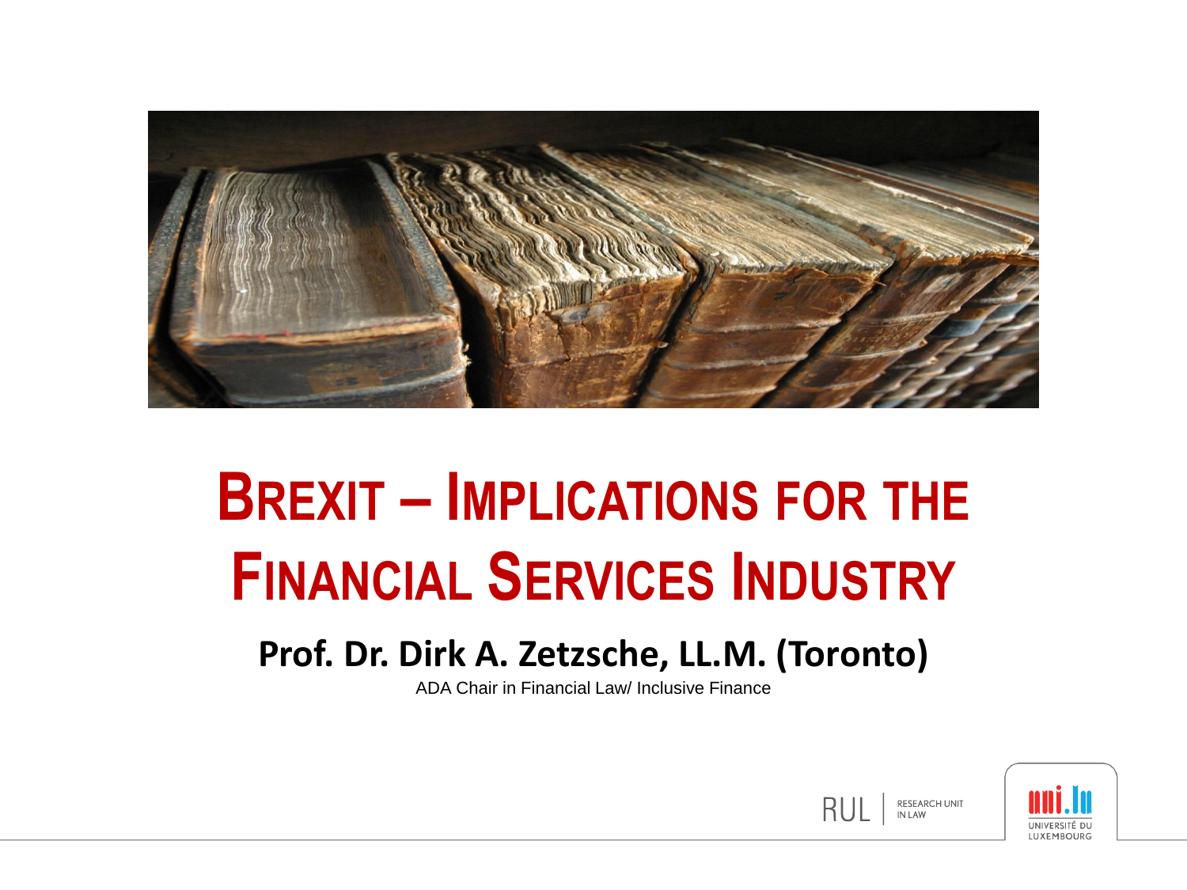# Brexit – Implications for the Financial Services Industry

**Prof. Dr. Dirk A. Zetzsche, LL.M. (Toronto)**

ADA Chair in Financial Law/ Inclusive Finance

RUL | RESEARCH UNIT IN LAW

uni.lu UNIVERSITÉ DU LUXEMBOURG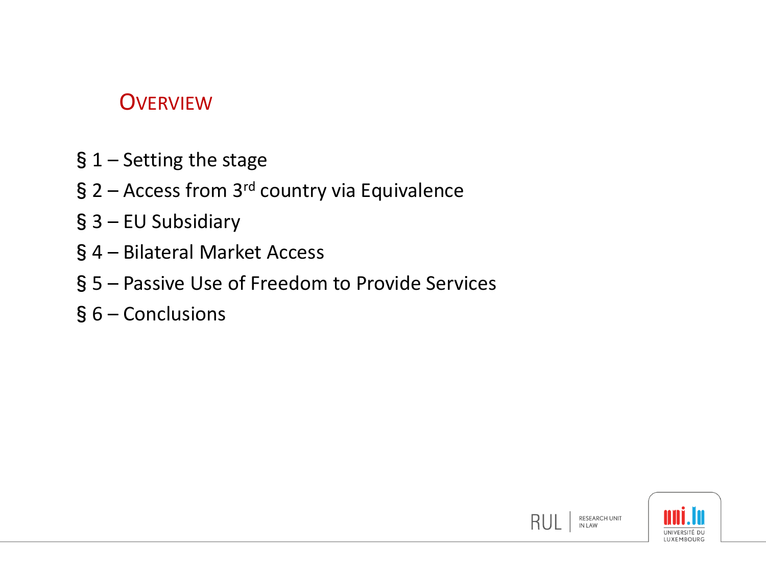# Overview

§ 1 – Setting the stage

§ 2 – Access from 3rd country via Equivalence

§ 3 – EU Subsidiary

§ 4 – Bilateral Market Access

§ 5 – Passive Use of Freedom to Provide Services

§ 6 – Conclusions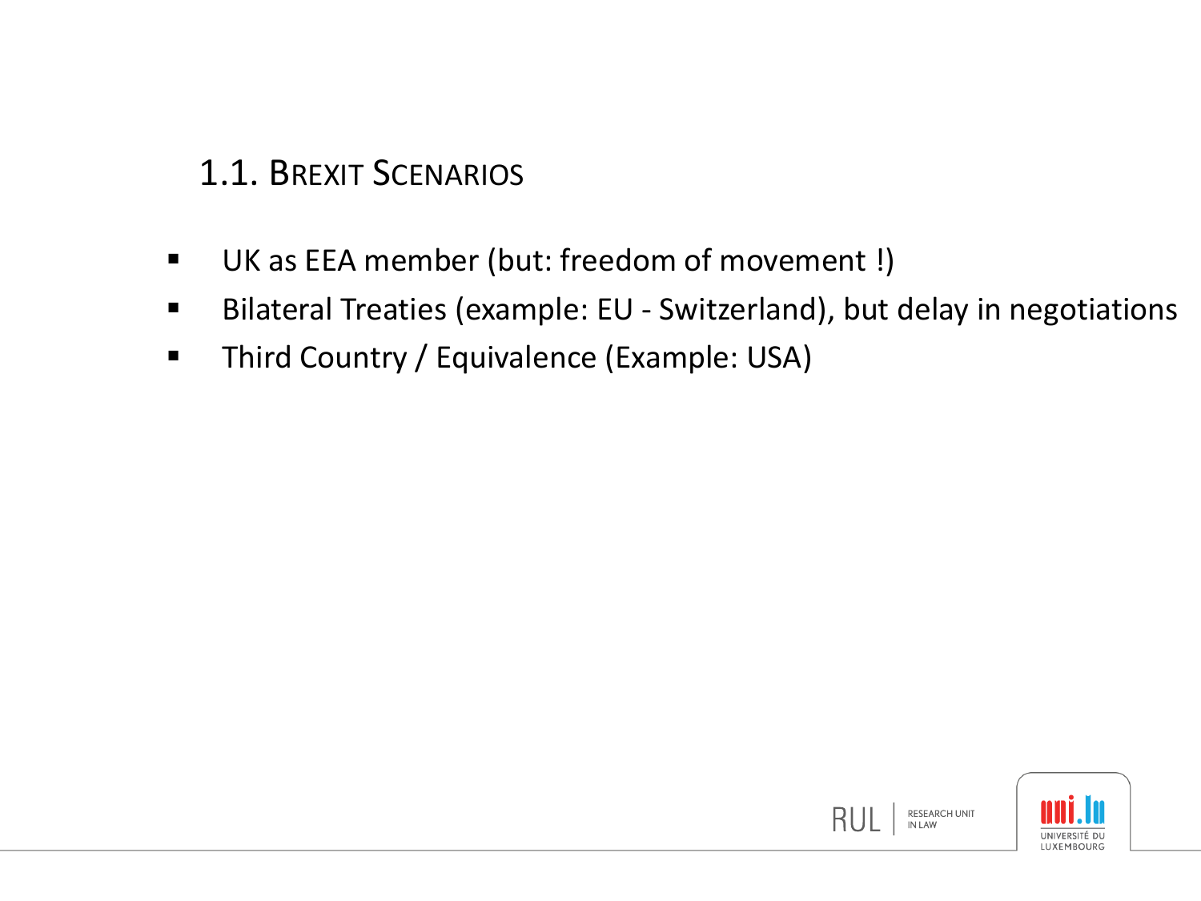## 1.1. Brexit Scenarios

- UK as EEA member (but: freedom of movement !)
- Bilateral Treaties (example: EU - Switzerland), but delay in negotiations
- Third Country / Equivalence (Example: USA)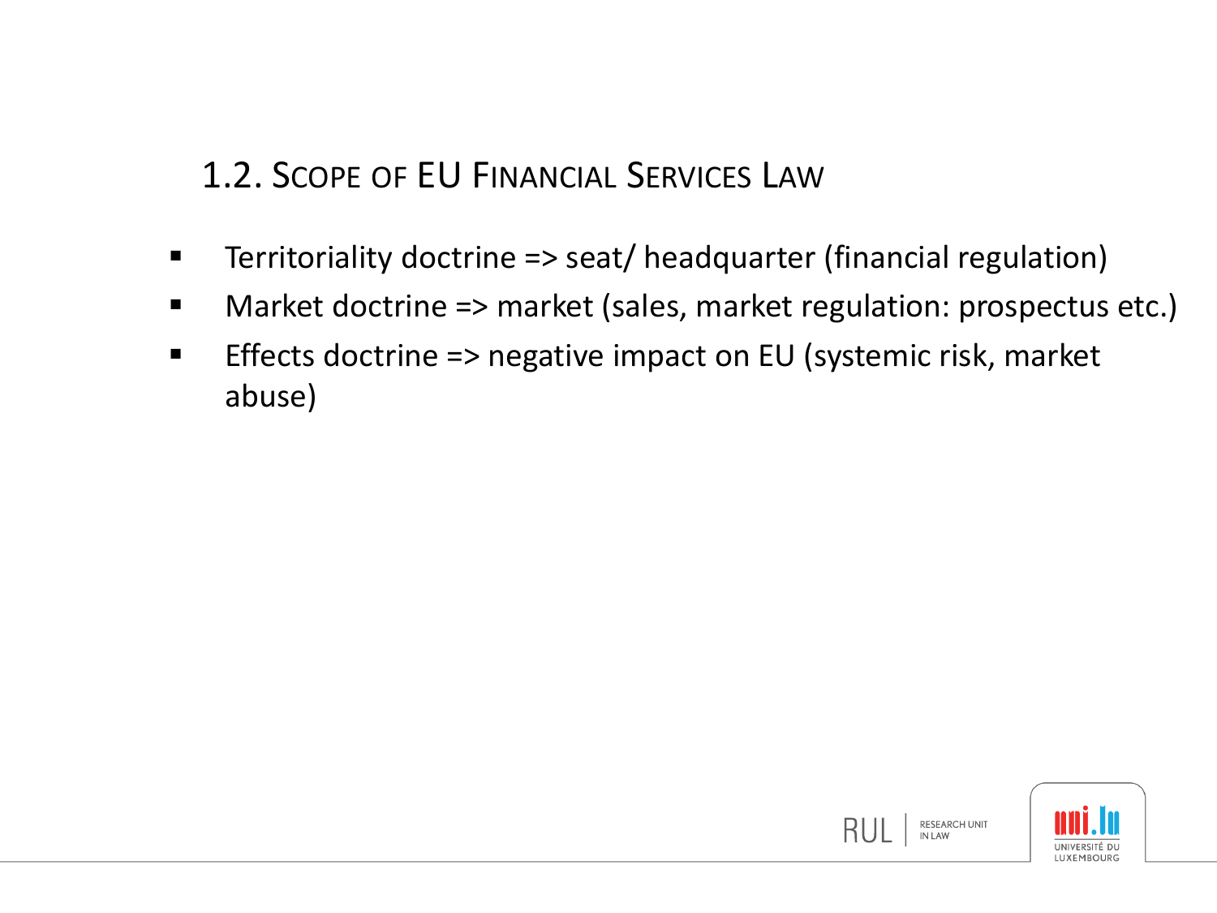## 1.2. Scope of EU Financial Services Law

- Territoriality doctrine => seat/ headquarter (financial regulation)
- Market doctrine => market (sales, market regulation: prospectus etc.)
- Effects doctrine => negative impact on EU (systemic risk, market abuse)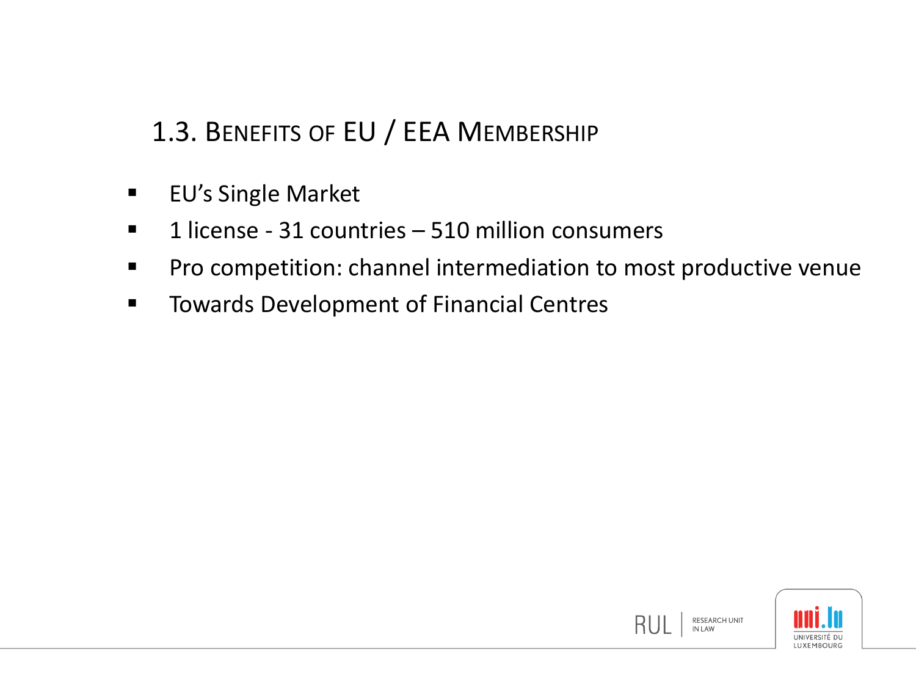## 1.3. Benefits of EU / EEA Membership

- EU's Single Market
- 1 license - 31 countries – 510 million consumers
- Pro competition: channel intermediation to most productive venue
- Towards Development of Financial Centres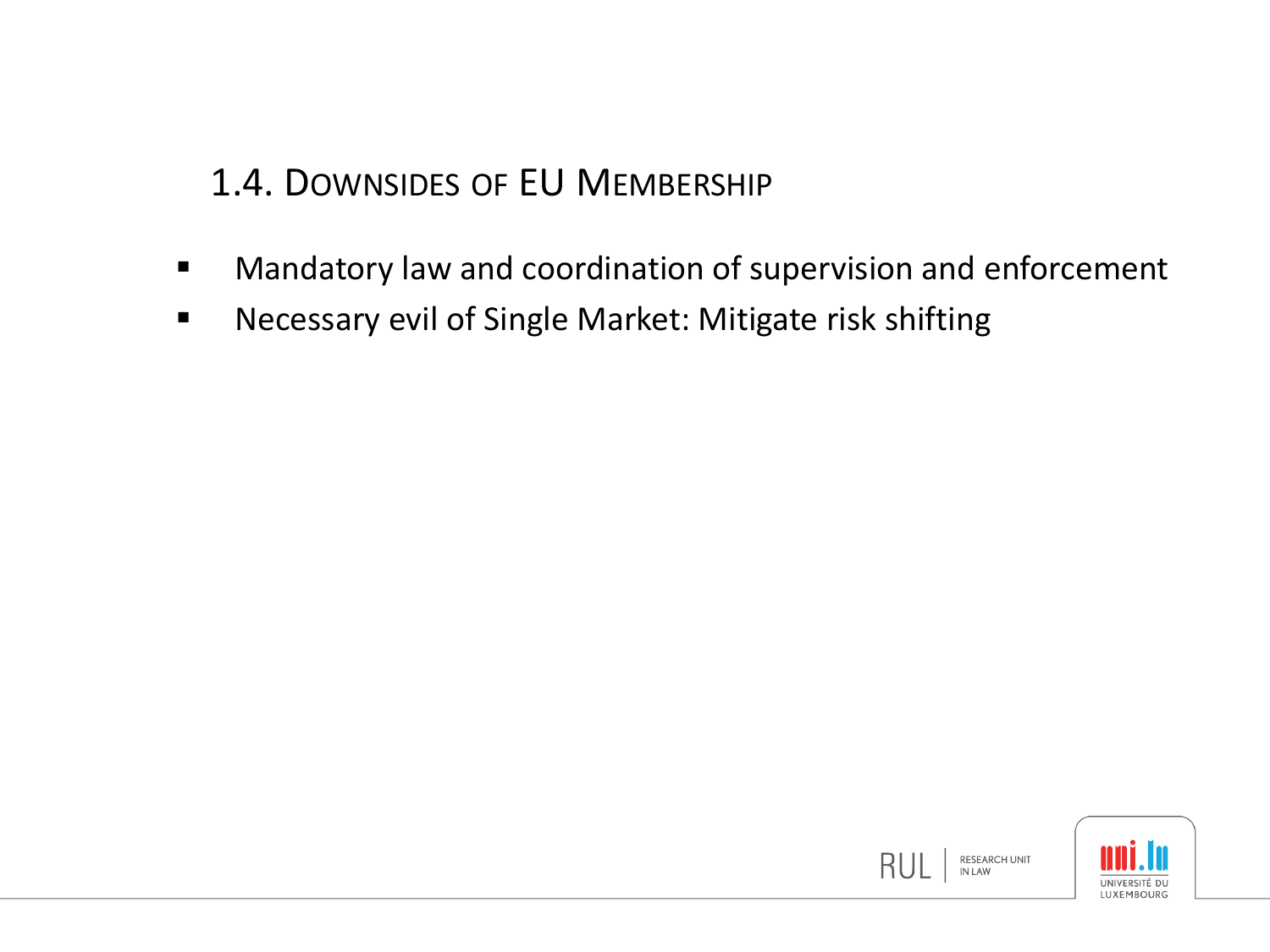## 1.4. Downsides of EU Membership

- Mandatory law and coordination of supervision and enforcement
- Necessary evil of Single Market: Mitigate risk shifting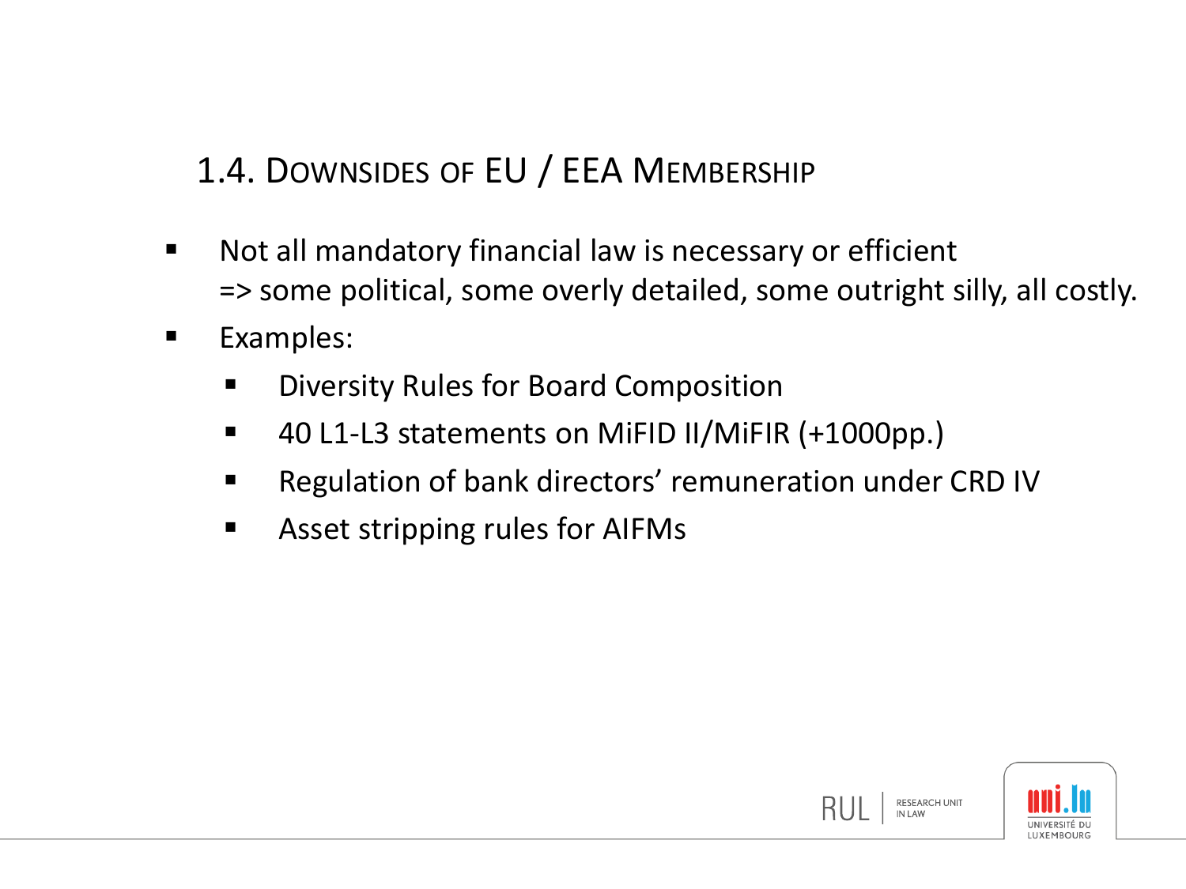## 1.4. Downsides of EU / EEA Membership

- Not all mandatory financial law is necessary or efficient
  => some political, some overly detailed, some outright silly, all costly.
- Examples:
  - Diversity Rules for Board Composition
  - 40 L1-L3 statements on MiFID II/MiFIR (+1000pp.)
  - Regulation of bank directors' remuneration under CRD IV
  - Asset stripping rules for AIFMs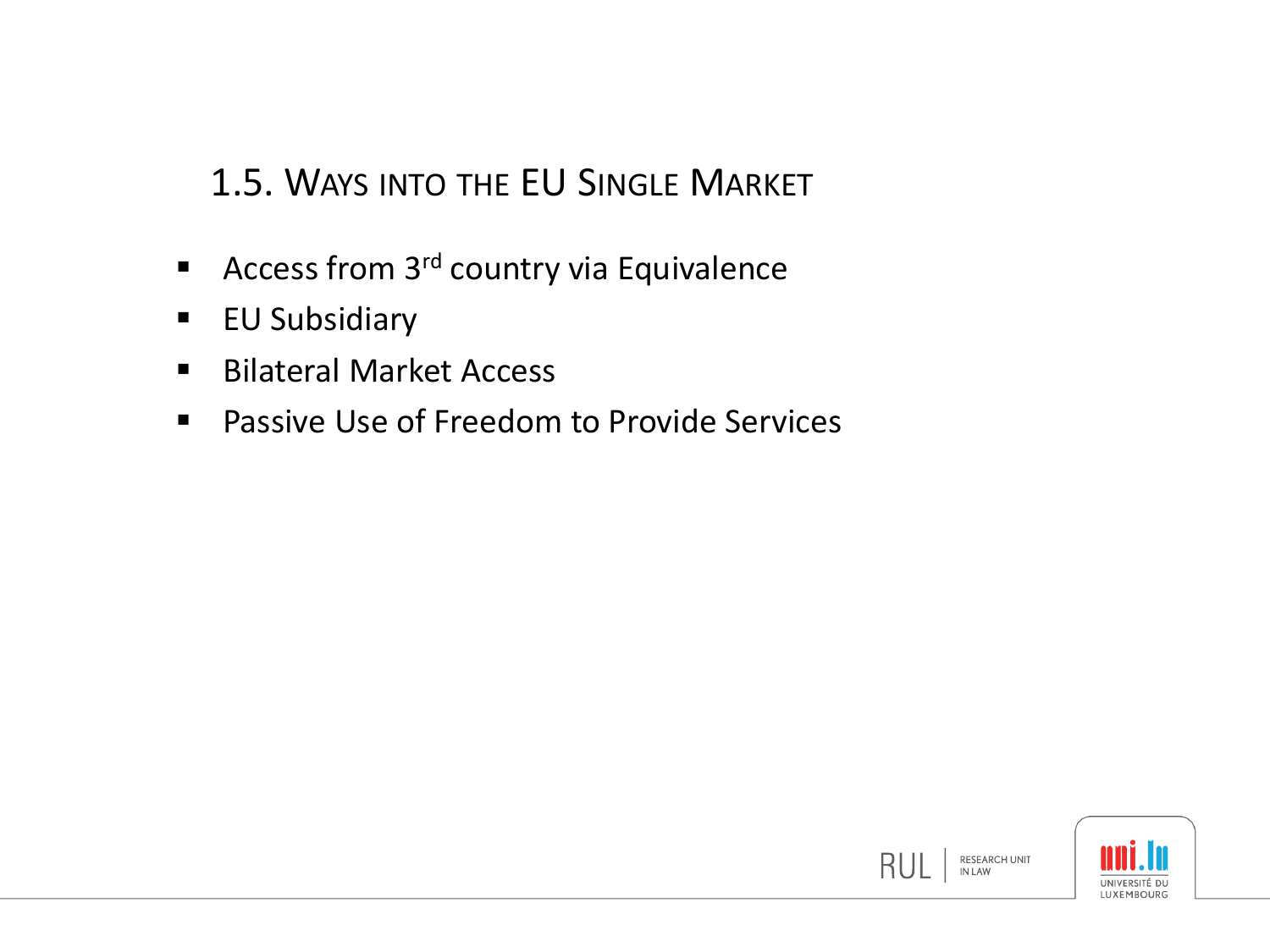## 1.5. Ways into the EU Single Market

- Access from 3rd country via Equivalence
- EU Subsidiary
- Bilateral Market Access
- Passive Use of Freedom to Provide Services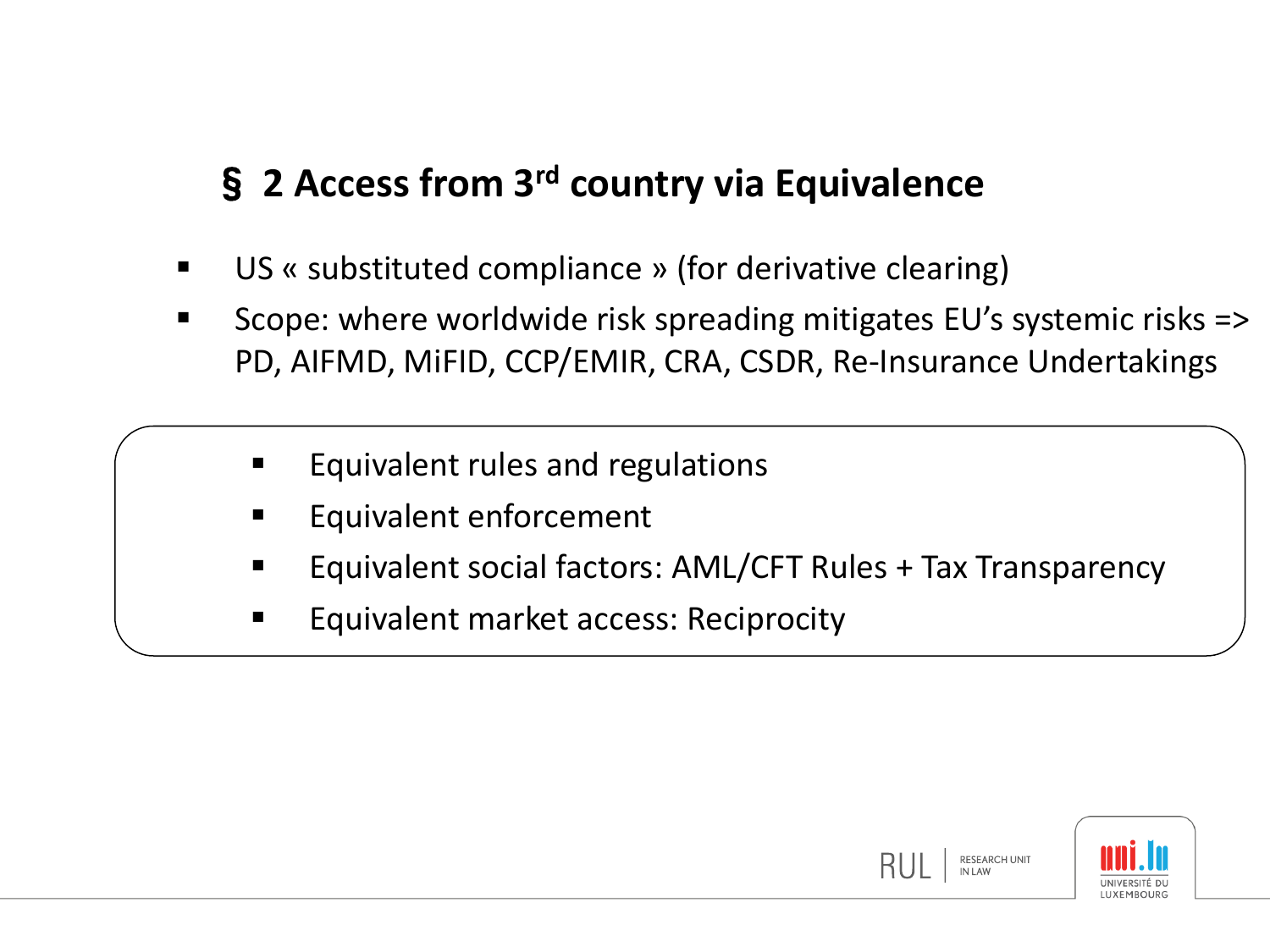## § 2 Access from 3rd country via Equivalence

- US « substituted compliance » (for derivative clearing)
- Scope: where worldwide risk spreading mitigates EU's systemic risks => PD, AIFMD, MiFID, CCP/EMIR, CRA, CSDR, Re-Insurance Undertakings

- Equivalent rules and regulations
- Equivalent enforcement
- Equivalent social factors: AML/CFT Rules + Tax Transparency
- Equivalent market access: Reciprocity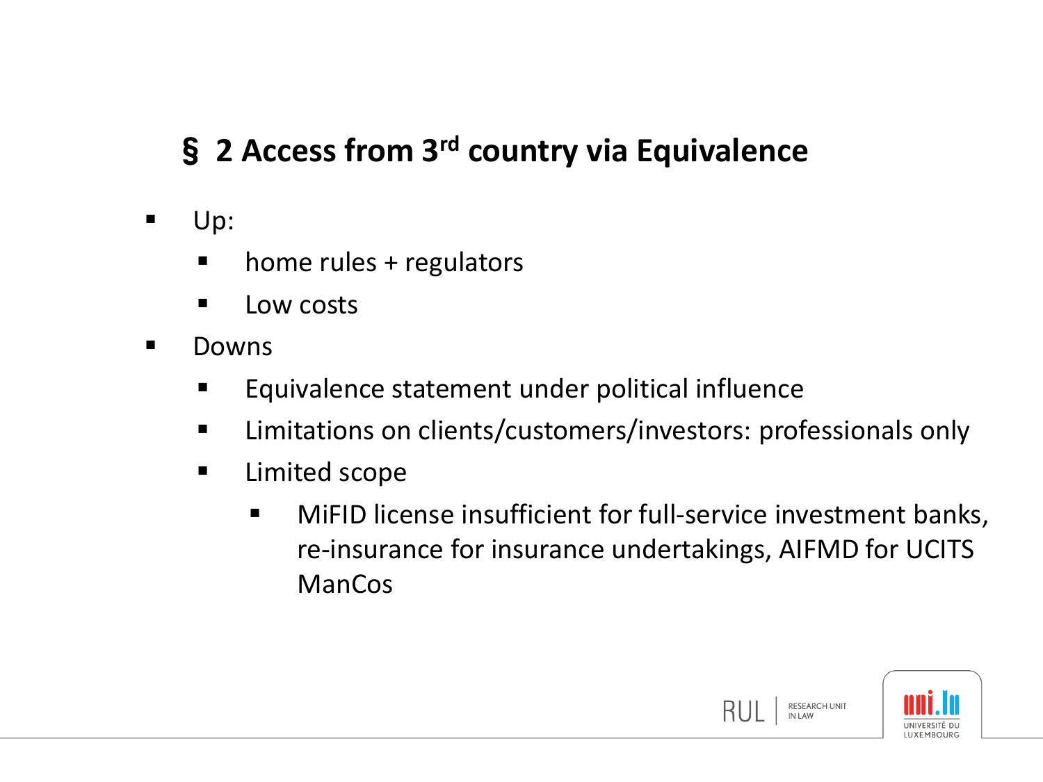## § 2 Access from 3rd country via Equivalence

- Up:
  - home rules + regulators
  - Low costs
- Downs
  - Equivalence statement under political influence
  - Limitations on clients/customers/investors: professionals only
  - Limited scope
    - MiFID license insufficient for full-service investment banks, re-insurance for insurance undertakings, AIFMD for UCITS ManCos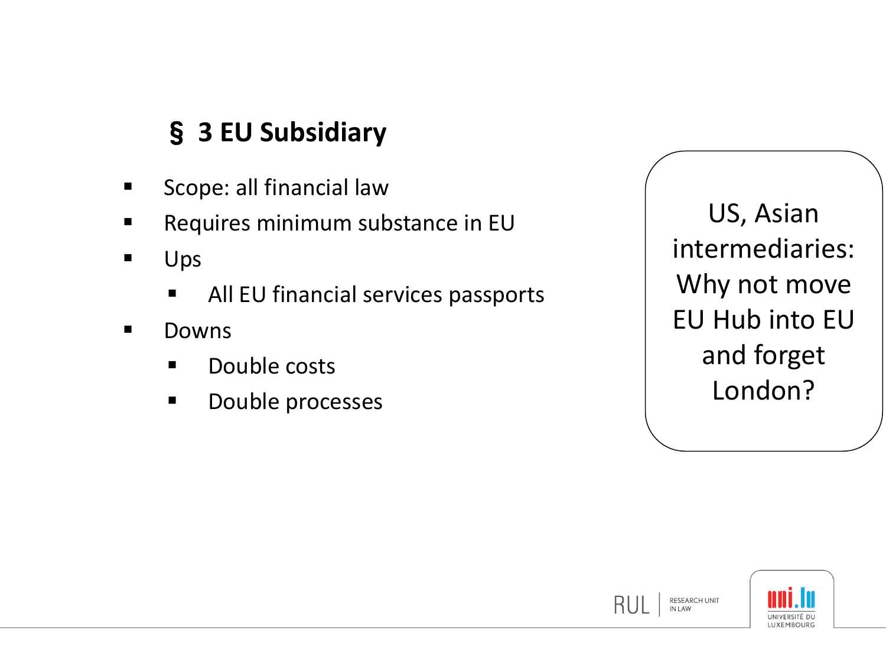## § 3 EU Subsidiary

- Scope: all financial law
- Requires minimum substance in EU
- Ups
  - All EU financial services passports
- Downs
  - Double costs
  - Double processes

US, Asian intermediaries: Why not move EU Hub into EU and forget London?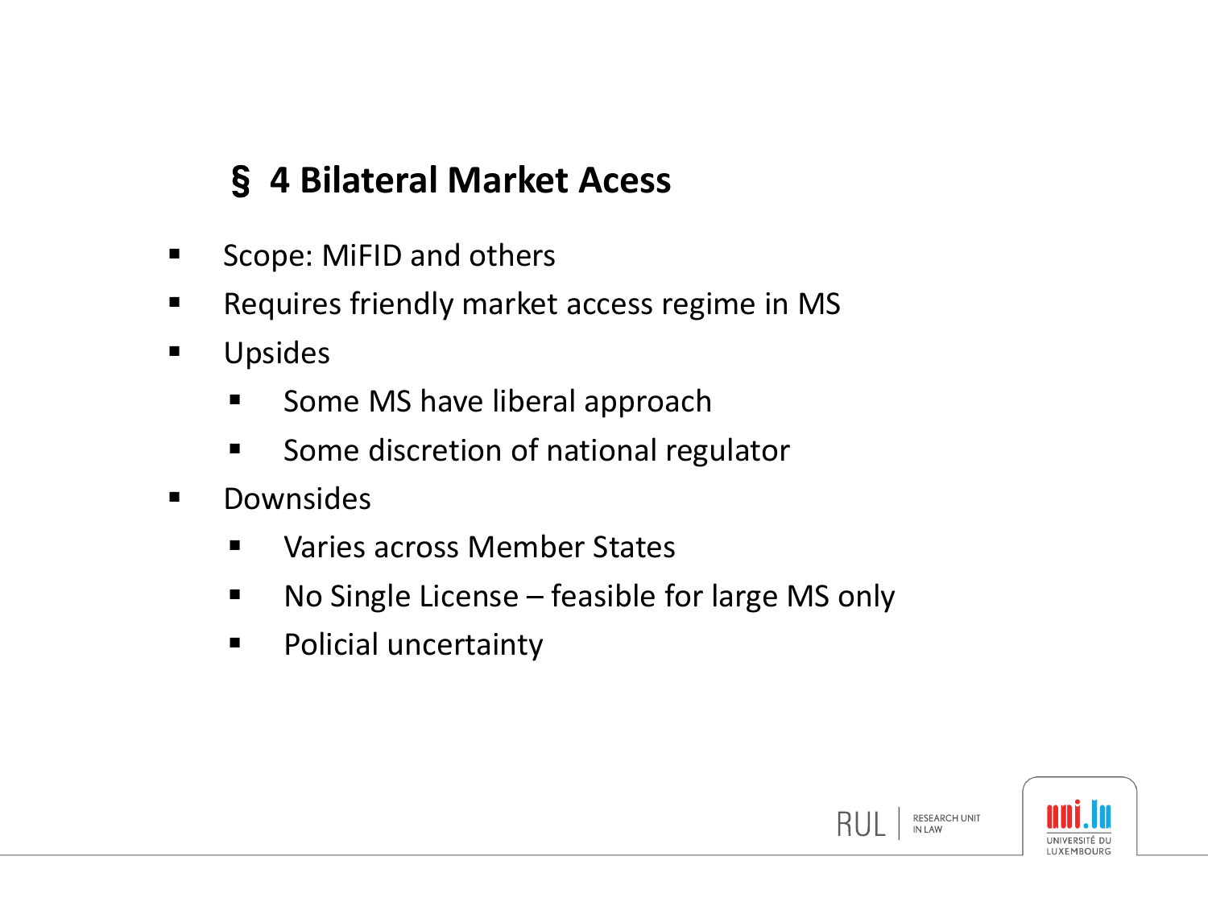## § 4 Bilateral Market Acess

- Scope: MiFID and others
- Requires friendly market access regime in MS
- Upsides
  - Some MS have liberal approach
  - Some discretion of national regulator
- Downsides
  - Varies across Member States
  - No Single License – feasible for large MS only
  - Policial uncertainty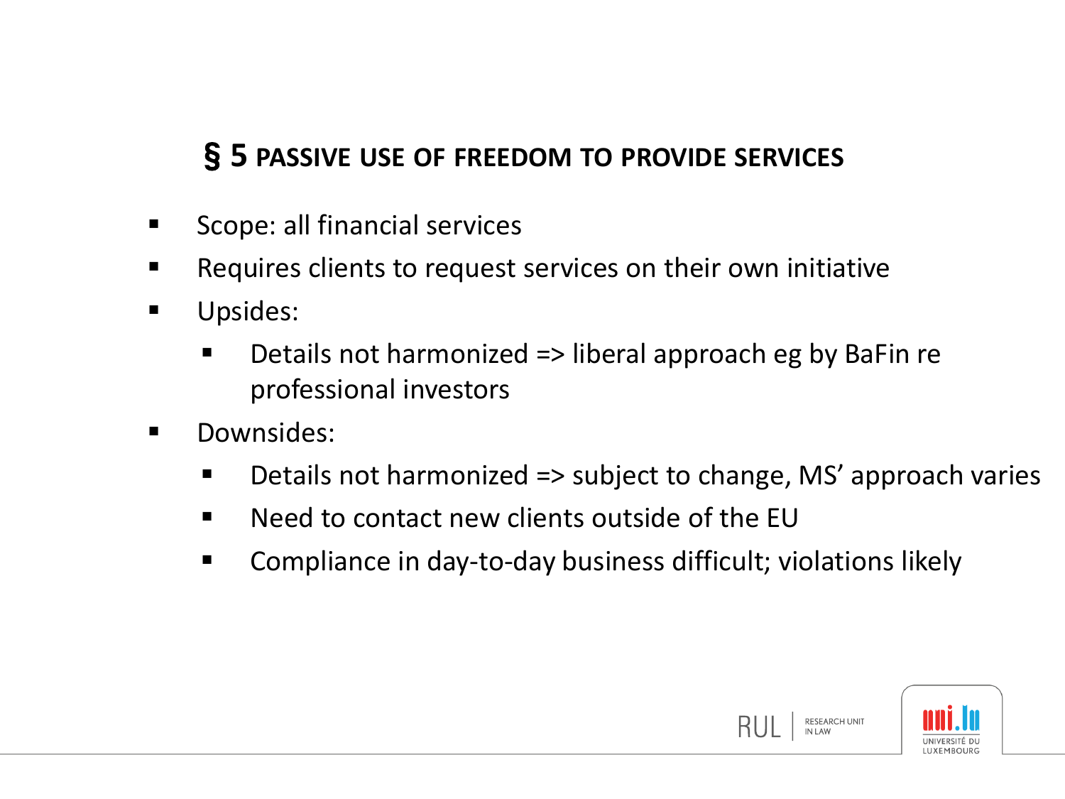## § 5 PASSIVE USE OF FREEDOM TO PROVIDE SERVICES

- Scope: all financial services
- Requires clients to request services on their own initiative
- Upsides:
  - Details not harmonized => liberal approach eg by BaFin re professional investors
- Downsides:
  - Details not harmonized => subject to change, MS' approach varies
  - Need to contact new clients outside of the EU
  - Compliance in day-to-day business difficult; violations likely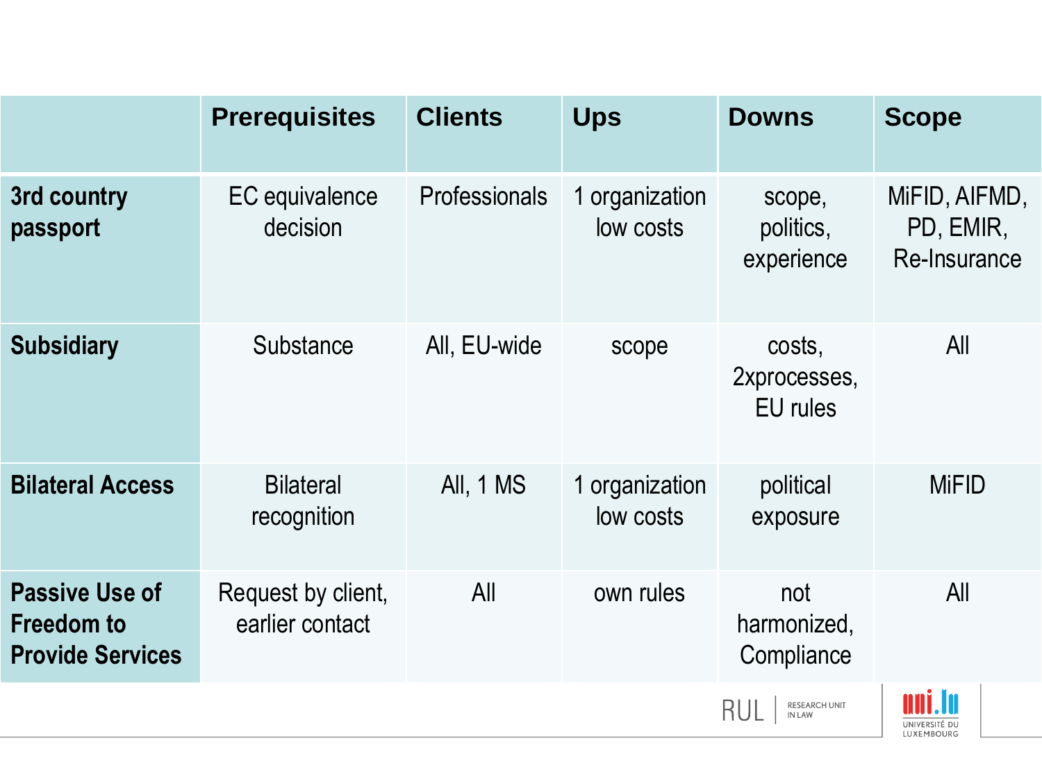| | Prerequisites | Clients | Ups | Downs | Scope |
|---|---|---|---|---|---|
| **3rd country passport** | EC equivalence decision | Professionals | 1 organization low costs | scope, politics, experience | MiFID, AIFMD, PD, EMIR, Re-Insurance |
| **Subsidiary** | Substance | All, EU-wide | scope | costs, 2xprocesses, EU rules | All |
| **Bilateral Access** | Bilateral recognition | All, 1 MS | 1 organization low costs | political exposure | MiFID |
| **Passive Use of Freedom to Provide Services** | Request by client, earlier contact | All | own rules | not harmonized, Compliance | All |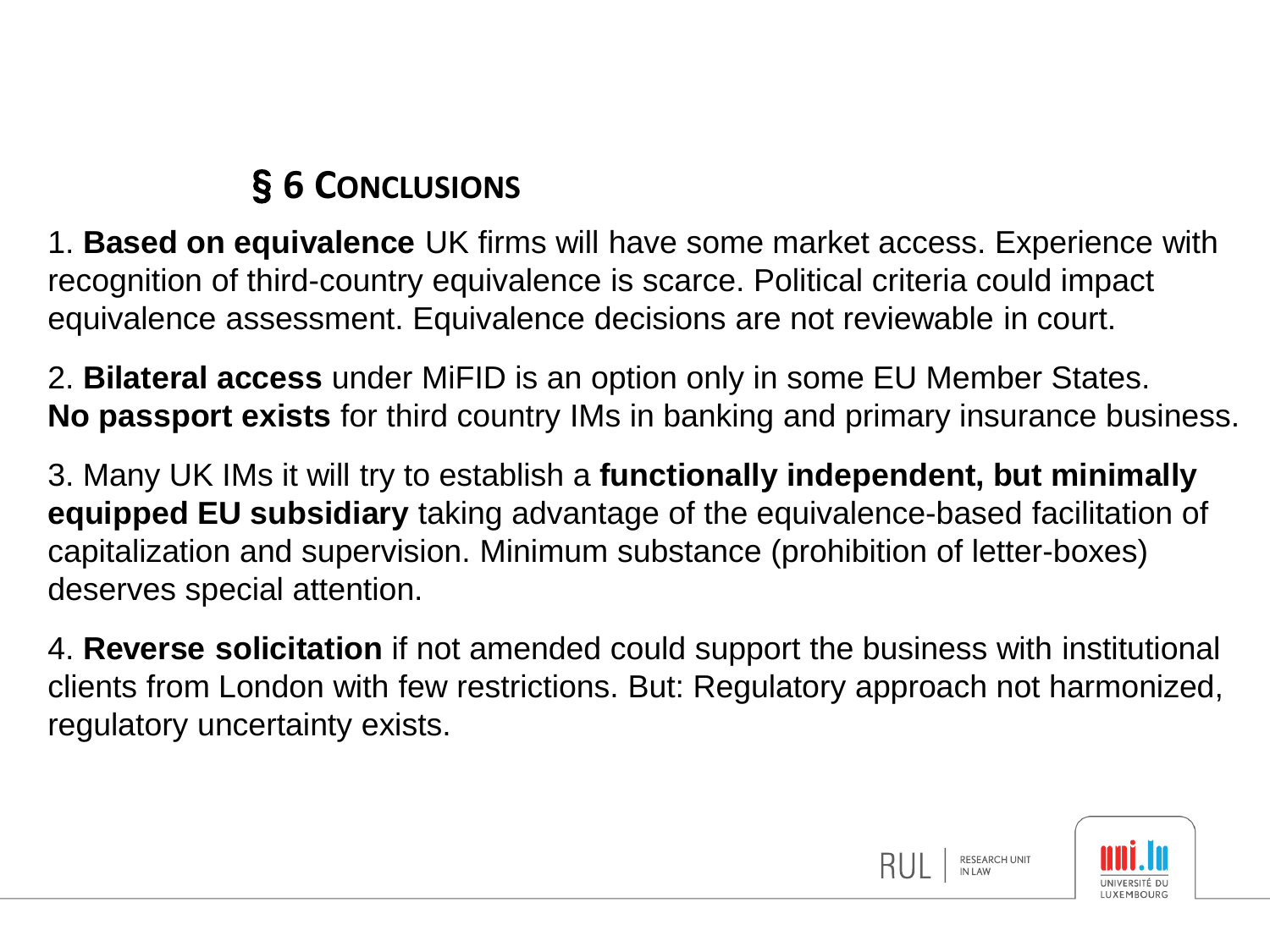## § 6 CONCLUSIONS

1. **Based on equivalence** UK firms will have some market access. Experience with recognition of third-country equivalence is scarce. Political criteria could impact equivalence assessment. Equivalence decisions are not reviewable in court.

2. **Bilateral access** under MiFID is an option only in some EU Member States. **No passport exists** for third country IMs in banking and primary insurance business.

3. Many UK IMs it will try to establish a **functionally independent, but minimally equipped EU subsidiary** taking advantage of the equivalence-based facilitation of capitalization and supervision. Minimum substance (prohibition of letter-boxes) deserves special attention.

4. **Reverse solicitation** if not amended could support the business with institutional clients from London with few restrictions. But: Regulatory approach not harmonized, regulatory uncertainty exists.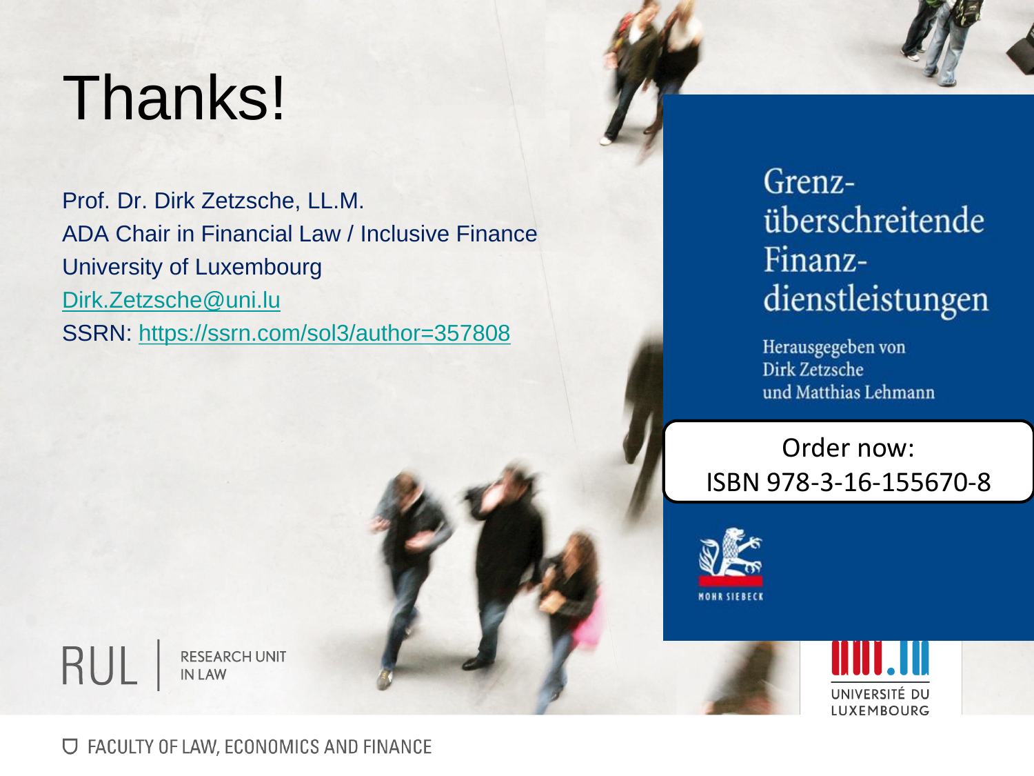# Thanks!

Prof. Dr. Dirk Zetzsche, LL.M.
ADA Chair in Financial Law / Inclusive Finance
University of Luxembourg
Dirk.Zetzsche@uni.lu
SSRN: https://ssrn.com/sol3/author=357808

Grenz-
überschreitende
Finanz-
dienstleistungen

Herausgegeben von
Dirk Zetzsche
und Matthias Lehmann

Order now:
ISBN 978-3-16-155670-8

MOHR SIEBECK

RUL | RESEARCH UNIT IN LAW

UNIVERSITÉ DU LUXEMBOURG

FACULTY OF LAW, ECONOMICS AND FINANCE